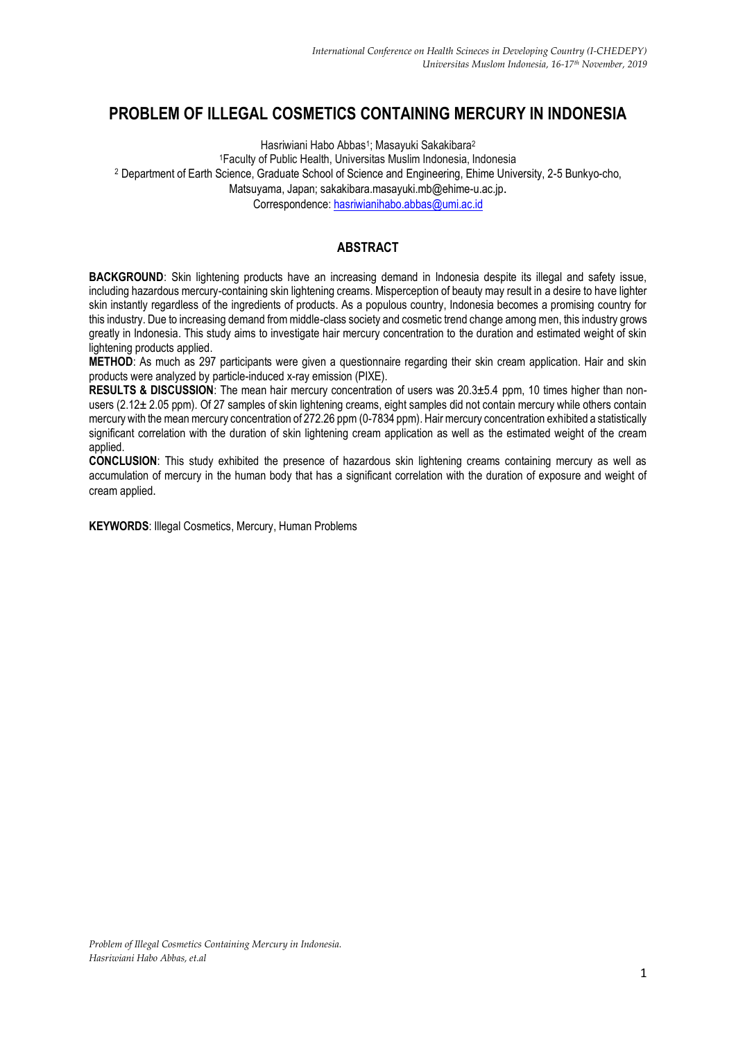# PROBLEM OF ILLEGAL COSMETICS CONTAINING MERCURY IN INDONESIA

Hasriwiani Habo Abbas[1]; Masayuki Sakakibara[2]

[1]Faculty of Public Health, Universitas Muslim Indonesia, Indonesia

[2] Department of Earth Science, Graduate School of Science and Engineering, Ehime University, 2-5 Bunkyo-cho, Matsuyama, Japan; sakakibara.masayuki.mb@ehime-u.ac.jp.

Correspondence: hasriwianihabo.abbas@umi.ac.id

## ABSTRACT

**BACKGROUND**: Skin lightening products have an increasing demand in Indonesia despite its illegal and safety issue, including hazardous mercury-containing skin lightening creams. Misperception of beauty may result in a desire to have lighter skin instantly regardless of the ingredients of products. As a populous country, Indonesia becomes a promising country for this industry. Due to increasing demand from middle-class society and cosmetic trend change among men, this industry grows greatly in Indonesia. This study aims to investigate hair mercury concentration to the duration and estimated weight of skin lightening products applied.

**METHOD**: As much as 297 participants were given a questionnaire regarding their skin cream application. Hair and skin products were analyzed by particle-induced x-ray emission (PIXE).

**RESULTS & DISCUSSION**: The mean hair mercury concentration of users was 20.3±5.4 ppm, 10 times higher than non-users (2.12± 2.05 ppm). Of 27 samples of skin lightening creams, eight samples did not contain mercury while others contain mercury with the mean mercury concentration of 272.26 ppm (0-7834 ppm). Hair mercury concentration exhibited a statistically significant correlation with the duration of skin lightening cream application as well as the estimated weight of the cream applied.

**CONCLUSION**: This study exhibited the presence of hazardous skin lightening creams containing mercury as well as accumulation of mercury in the human body that has a significant correlation with the duration of exposure and weight of cream applied.

**KEYWORDS**: Illegal Cosmetics, Mercury, Human Problems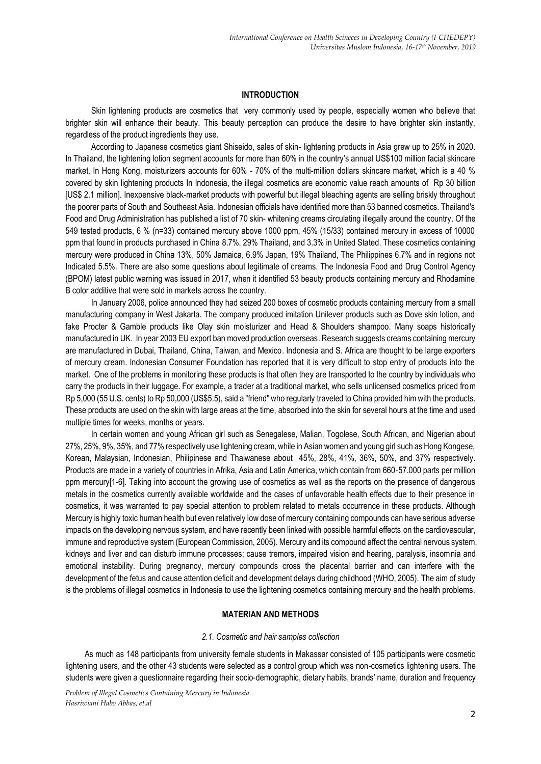## INTRODUCTION

Skin lightening products are cosmetics that very commonly used by people, especially women who believe that brighter skin will enhance their beauty. This beauty perception can produce the desire to have brighter skin instantly, regardless of the product ingredients they use.

According to Japanese cosmetics giant Shiseido, sales of skin- lightening products in Asia grew up to 25% in 2020. In Thailand, the lightening lotion segment accounts for more than 60% in the country's annual US$100 million facial skincare market. In Hong Kong, moisturizers accounts for 60% - 70% of the multi-million dollars skincare market, which is a 40 % covered by skin lightening products In Indonesia, the illegal cosmetics are economic value reach amounts of Rp 30 billion [US$ 2.1 million]. Inexpensive black-market products with powerful but illegal bleaching agents are selling briskly throughout the poorer parts of South and Southeast Asia. Indonesian officials have identified more than 53 banned cosmetics. Thailand's Food and Drug Administration has published a list of 70 skin- whitening creams circulating illegally around the country. Of the 549 tested products, 6 % (n=33) contained mercury above 1000 ppm, 45% (15/33) contained mercury in excess of 10000 ppm that found in products purchased in China 8.7%, 29% Thailand, and 3.3% in United Stated. These cosmetics containing mercury were produced in China 13%, 50% Jamaica, 6.9% Japan, 19% Thailand, The Philippines 6.7% and in regions not Indicated 5.5%. There are also some questions about legitimate of creams. The Indonesia Food and Drug Control Agency (BPOM) latest public warning was issued in 2017, when it identified 53 beauty products containing mercury and Rhodamine B color additive that were sold in markets across the country.

In January 2006, police announced they had seized 200 boxes of cosmetic products containing mercury from a small manufacturing company in West Jakarta. The company produced imitation Unilever products such as Dove skin lotion, and fake Procter & Gamble products like Olay skin moisturizer and Head & Shoulders shampoo. Many soaps historically manufactured in UK. In year 2003 EU export ban moved production overseas. Research suggests creams containing mercury are manufactured in Dubai, Thailand, China, Taiwan, and Mexico. Indonesia and S. Africa are thought to be large exporters of mercury cream. Indonesian Consumer Foundation has reported that it is very difficult to stop entry of products into the market. One of the problems in monitoring these products is that often they are transported to the country by individuals who carry the products in their luggage. For example, a trader at a traditional market, who sells unlicensed cosmetics priced from Rp 5,000 (55 U.S. cents) to Rp 50,000 (US$5.5), said a "friend" who regularly traveled to China provided him with the products. These products are used on the skin with large areas at the time, absorbed into the skin for several hours at the time and used multiple times for weeks, months or years.

In certain women and young African girl such as Senegalese, Malian, Togolese, South African, and Nigerian about 27%, 25%, 9%, 35%, and 77% respectively use lightening cream, while in Asian women and young girl such as Hong Kongese, Korean, Malaysian, Indonesian, Philipinese and Thaiwanese about 45%, 28%, 41%, 36%, 50%, and 37% respectively. Products are made in a variety of countries in Afrika, Asia and Latin America, which contain from 660-57.000 parts per million ppm mercury[1-6]. Taking into account the growing use of cosmetics as well as the reports on the presence of dangerous metals in the cosmetics currently available worldwide and the cases of unfavorable health effects due to their presence in cosmetics, it was warranted to pay special attention to problem related to metals occurrence in these products. Although Mercury is highly toxic human health but even relatively low dose of mercury containing compounds can have serious adverse impacts on the developing nervous system, and have recently been linked with possible harmful effects on the cardiovascular, immune and reproductive system (European Commission, 2005). Mercury and its compound affect the central nervous system, kidneys and liver and can disturb immune processes; cause tremors, impaired vision and hearing, paralysis, insomnia and emotional instability. During pregnancy, mercury compounds cross the placental barrier and can interfere with the development of the fetus and cause attention deficit and development delays during childhood (WHO, 2005). The aim of study is the problems of illegal cosmetics in Indonesia to use the lightening cosmetics containing mercury and the health problems.

## MATERIAN AND METHODS

### *2.1. Cosmetic and hair samples collection*

As much as 148 participants from university female students in Makassar consisted of 105 participants were cosmetic lightening users, and the other 43 students were selected as a control group which was non-cosmetics lightening users. The students were given a questionnaire regarding their socio-demographic, dietary habits, brands' name, duration and frequency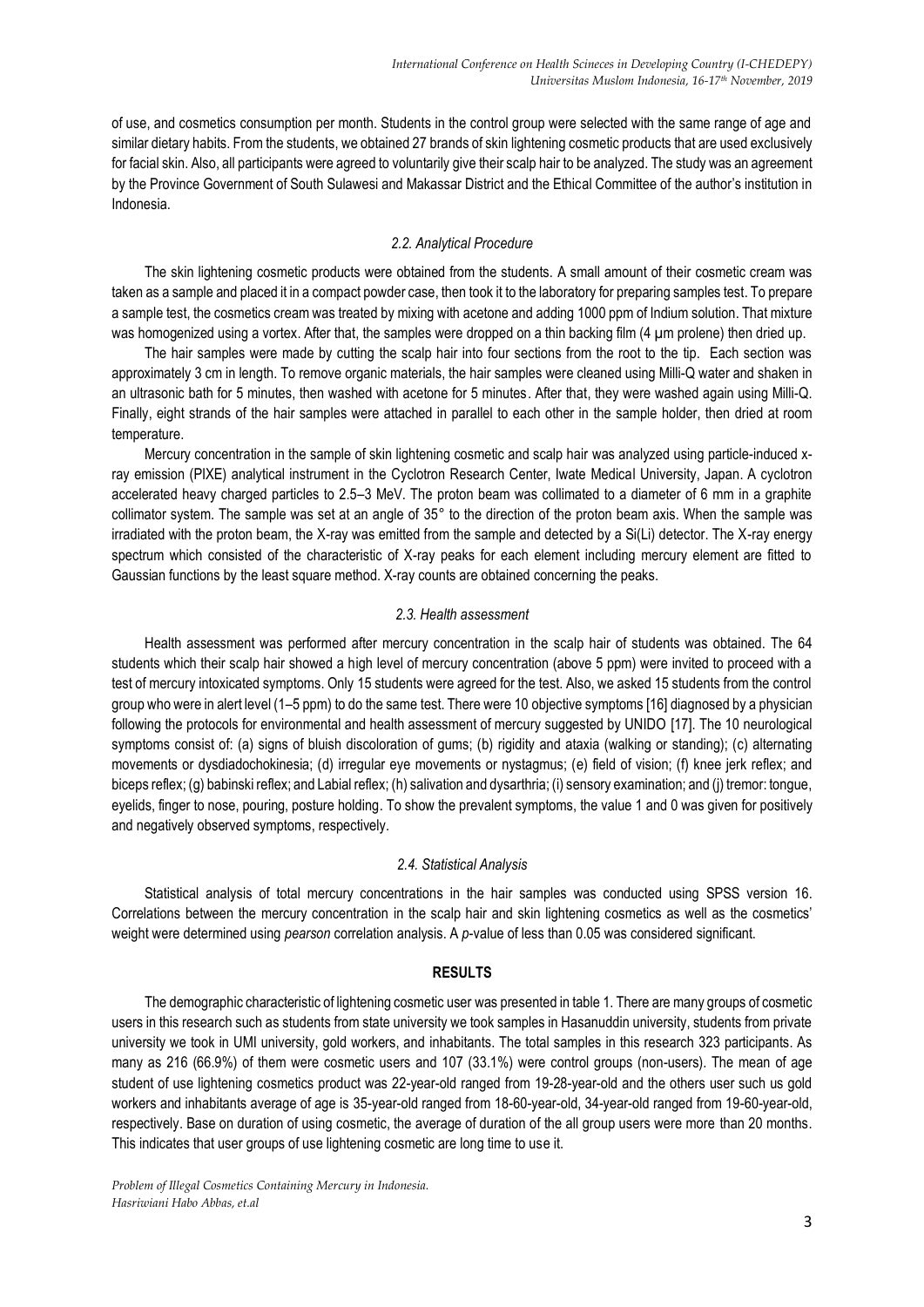of use, and cosmetics consumption per month. Students in the control group were selected with the same range of age and similar dietary habits. From the students, we obtained 27 brands of skin lightening cosmetic products that are used exclusively for facial skin. Also, all participants were agreed to voluntarily give their scalp hair to be analyzed. The study was an agreement by the Province Government of South Sulawesi and Makassar District and the Ethical Committee of the author's institution in Indonesia.

### *2.2. Analytical Procedure*

The skin lightening cosmetic products were obtained from the students. A small amount of their cosmetic cream was taken as a sample and placed it in a compact powder case, then took it to the laboratory for preparing samples test. To prepare a sample test, the cosmetics cream was treated by mixing with acetone and adding 1000 ppm of Indium solution. That mixture was homogenized using a vortex. After that, the samples were dropped on a thin backing film (4 μm prolene) then dried up.

The hair samples were made by cutting the scalp hair into four sections from the root to the tip. Each section was approximately 3 cm in length. To remove organic materials, the hair samples were cleaned using Milli-Q water and shaken in an ultrasonic bath for 5 minutes, then washed with acetone for 5 minutes. After that, they were washed again using Milli-Q. Finally, eight strands of the hair samples were attached in parallel to each other in the sample holder, then dried at room temperature.

Mercury concentration in the sample of skin lightening cosmetic and scalp hair was analyzed using particle-induced x-ray emission (PIXE) analytical instrument in the Cyclotron Research Center, Iwate Medical University, Japan. A cyclotron accelerated heavy charged particles to 2.5–3 MeV. The proton beam was collimated to a diameter of 6 mm in a graphite collimator system. The sample was set at an angle of 35° to the direction of the proton beam axis. When the sample was irradiated with the proton beam, the X-ray was emitted from the sample and detected by a Si(Li) detector. The X-ray energy spectrum which consisted of the characteristic of X-ray peaks for each element including mercury element are fitted to Gaussian functions by the least square method. X-ray counts are obtained concerning the peaks.

### *2.3. Health assessment*

Health assessment was performed after mercury concentration in the scalp hair of students was obtained. The 64 students which their scalp hair showed a high level of mercury concentration (above 5 ppm) were invited to proceed with a test of mercury intoxicated symptoms. Only 15 students were agreed for the test. Also, we asked 15 students from the control group who were in alert level (1–5 ppm) to do the same test. There were 10 objective symptoms [16] diagnosed by a physician following the protocols for environmental and health assessment of mercury suggested by UNIDO [17]. The 10 neurological symptoms consist of: (a) signs of bluish discoloration of gums; (b) rigidity and ataxia (walking or standing); (c) alternating movements or dysdiadochokinesia; (d) irregular eye movements or nystagmus; (e) field of vision; (f) knee jerk reflex; and biceps reflex; (g) babinski reflex; and Labial reflex; (h) salivation and dysarthria; (i) sensory examination; and (j) tremor: tongue, eyelids, finger to nose, pouring, posture holding. To show the prevalent symptoms, the value 1 and 0 was given for positively and negatively observed symptoms, respectively.

### *2.4. Statistical Analysis*

Statistical analysis of total mercury concentrations in the hair samples was conducted using SPSS version 16. Correlations between the mercury concentration in the scalp hair and skin lightening cosmetics as well as the cosmetics' weight were determined using *pearson* correlation analysis. A *p*-value of less than 0.05 was considered significant.

## RESULTS

The demographic characteristic of lightening cosmetic user was presented in table 1. There are many groups of cosmetic users in this research such as students from state university we took samples in Hasanuddin university, students from private university we took in UMI university, gold workers, and inhabitants. The total samples in this research 323 participants. As many as 216 (66.9%) of them were cosmetic users and 107 (33.1%) were control groups (non-users). The mean of age student of use lightening cosmetics product was 22-year-old ranged from 19-28-year-old and the others user such us gold workers and inhabitants average of age is 35-year-old ranged from 18-60-year-old, 34-year-old ranged from 19-60-year-old, respectively. Base on duration of using cosmetic, the average of duration of the all group users were more than 20 months. This indicates that user groups of use lightening cosmetic are long time to use it.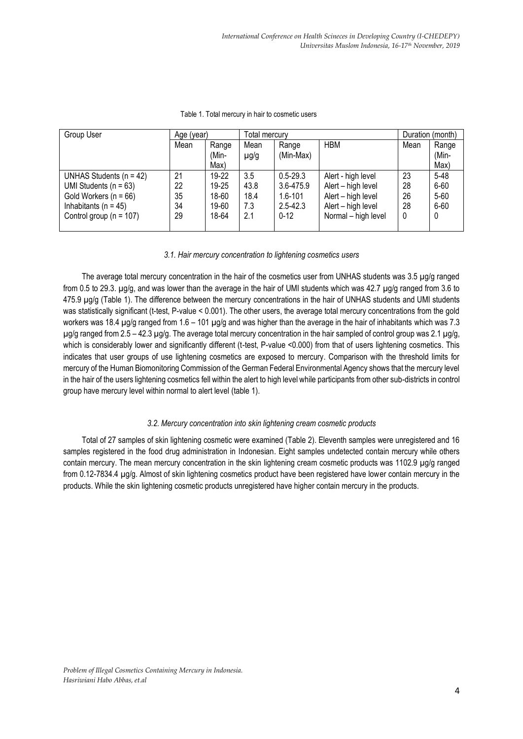Table 1. Total mercury in hair to cosmetic users

| Group User | Age (year) | | Total mercury | | | Duration (month) | |
|---|---|---|---|---|---|---|---|
| | Mean | Range (Min-Max) | Mean µg/g | Range (Min-Max) | HBM | Mean | Range (Min-Max) |
| UNHAS Students (n = 42) | 21 | 19-22 | 3.5 | 0.5-29.3 | Alert - high level | 23 | 5-48 |
| UMI Students (n = 63) | 22 | 19-25 | 43.8 | 3.6-475.9 | Alert – high level | 28 | 6-60 |
| Gold Workers (n = 66) | 35 | 18-60 | 18.4 | 1.6-101 | Alert – high level | 26 | 5-60 |
| Inhabitants (n = 45) | 34 | 19-60 | 7.3 | 2.5-42.3 | Alert – high level | 28 | 6-60 |
| Control group (n = 107) | 29 | 18-64 | 2.1 | 0-12 | Normal – high level | 0 | 0 |

### *3.1. Hair mercury concentration to lightening cosmetics users*

The average total mercury concentration in the hair of the cosmetics user from UNHAS students was 3.5 µg/g ranged from 0.5 to 29.3. µg/g, and was lower than the average in the hair of UMI students which was 42.7 µg/g ranged from 3.6 to 475.9 µg/g (Table 1). The difference between the mercury concentrations in the hair of UNHAS students and UMI students was statistically significant (t-test, P-value < 0.001). The other users, the average total mercury concentrations from the gold workers was 18.4 µg/g ranged from 1.6 – 101 µg/g and was higher than the average in the hair of inhabitants which was 7.3 µg/g ranged from 2.5 – 42.3 µg/g. The average total mercury concentration in the hair sampled of control group was 2.1 µg/g, which is considerably lower and significantly different (t-test, P-value <0.000) from that of users lightening cosmetics. This indicates that user groups of use lightening cosmetics are exposed to mercury. Comparison with the threshold limits for mercury of the Human Biomonitoring Commission of the German Federal Environmental Agency shows that the mercury level in the hair of the users lightening cosmetics fell within the alert to high level while participants from other sub-districts in control group have mercury level within normal to alert level (table 1).

### *3.2. Mercury concentration into skin lightening cream cosmetic products*

Total of 27 samples of skin lightening cosmetic were examined (Table 2). Eleventh samples were unregistered and 16 samples registered in the food drug administration in Indonesian. Eight samples undetected contain mercury while others contain mercury. The mean mercury concentration in the skin lightening cream cosmetic products was 1102.9 µg/g ranged from 0.12-7834.4 µg/g. Almost of skin lightening cosmetics product have been registered have lower contain mercury in the products. While the skin lightening cosmetic products unregistered have higher contain mercury in the products.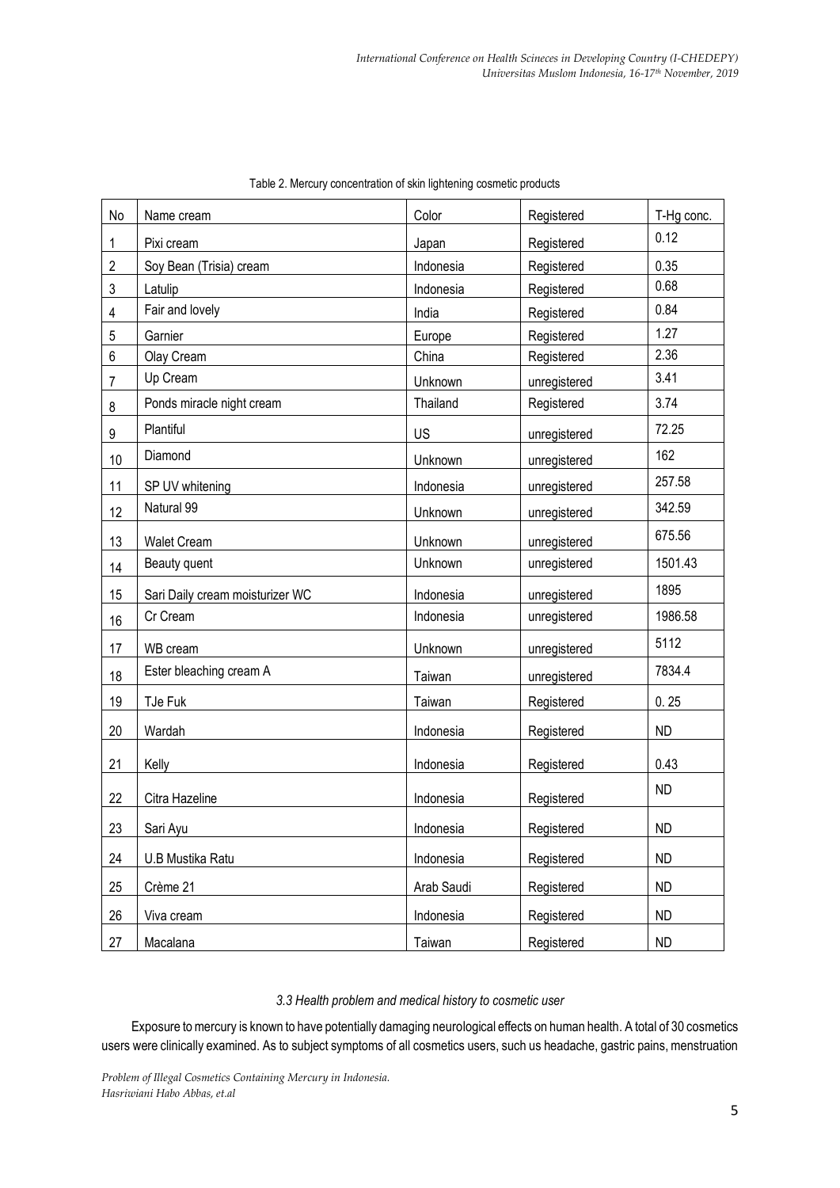Table 2. Mercury concentration of skin lightening cosmetic products

| No | Name cream | Color | Registered | T-Hg conc. |
|---|---|---|---|---|
| 1 | Pixi cream | Japan | Registered | 0.12 |
| 2 | Soy Bean (Trisia) cream | Indonesia | Registered | 0.35 |
| 3 | Latulip | Indonesia | Registered | 0.68 |
| 4 | Fair and lovely | India | Registered | 0.84 |
| 5 | Garnier | Europe | Registered | 1.27 |
| 6 | Olay Cream | China | Registered | 2.36 |
| 7 | Up Cream | Unknown | unregistered | 3.41 |
| 8 | Ponds miracle night cream | Thailand | Registered | 3.74 |
| 9 | Plantiful | US | unregistered | 72.25 |
| 10 | Diamond | Unknown | unregistered | 162 |
| 11 | SP UV whitening | Indonesia | unregistered | 257.58 |
| 12 | Natural 99 | Unknown | unregistered | 342.59 |
| 13 | Walet Cream | Unknown | unregistered | 675.56 |
| 14 | Beauty quent | Unknown | unregistered | 1501.43 |
| 15 | Sari Daily cream moisturizer WC | Indonesia | unregistered | 1895 |
| 16 | Cr Cream | Indonesia | unregistered | 1986.58 |
| 17 | WB cream | Unknown | unregistered | 5112 |
| 18 | Ester bleaching cream A | Taiwan | unregistered | 7834.4 |
| 19 | TJe Fuk | Taiwan | Registered | 0. 25 |
| 20 | Wardah | Indonesia | Registered | ND |
| 21 | Kelly | Indonesia | Registered | 0.43 |
| 22 | Citra Hazeline | Indonesia | Registered | ND |
| 23 | Sari Ayu | Indonesia | Registered | ND |
| 24 | U.B Mustika Ratu | Indonesia | Registered | ND |
| 25 | Crème 21 | Arab Saudi | Registered | ND |
| 26 | Viva cream | Indonesia | Registered | ND |
| 27 | Macalana | Taiwan | Registered | ND |

### *3.3 Health problem and medical history to cosmetic user*

Exposure to mercury is known to have potentially damaging neurological effects on human health. A total of 30 cosmetics users were clinically examined. As to subject symptoms of all cosmetics users, such us headache, gastric pains, menstruation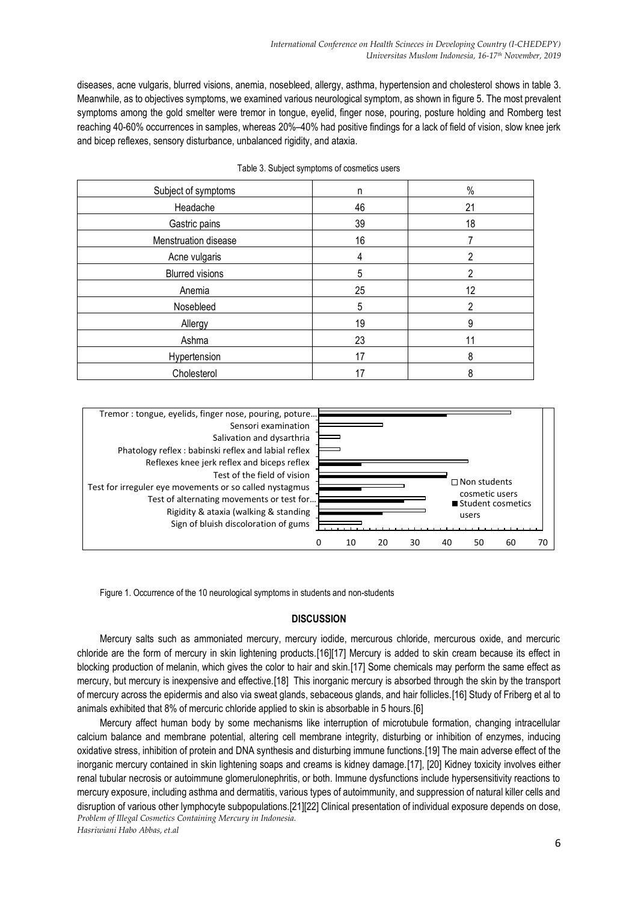diseases, acne vulgaris, blurred visions, anemia, nosebleed, allergy, asthma, hypertension and cholesterol shows in table 3. Meanwhile, as to objectives symptoms, we examined various neurological symptom, as shown in figure 5. The most prevalent symptoms among the gold smelter were tremor in tongue, eyelid, finger nose, pouring, posture holding and Romberg test reaching 40-60% occurrences in samples, whereas 20%–40% had positive findings for a lack of field of vision, slow knee jerk and bicep reflexes, sensory disturbance, unbalanced rigidity, and ataxia.

Table 3. Subject symptoms of cosmetics users

| Subject of symptoms | n | % |
|---|---|---|
| Headache | 46 | 21 |
| Gastric pains | 39 | 18 |
| Menstruation disease | 16 | 7 |
| Acne vulgaris | 4 | 2 |
| Blurred visions | 5 | 2 |
| Anemia | 25 | 12 |
| Nosebleed | 5 | 2 |
| Allergy | 19 | 9 |
| Ashma | 23 | 11 |
| Hypertension | 17 | 8 |
| Cholesterol | 17 | 8 |

Figure 1. Occurrence of the 10 neurological symptoms in students and non-students

## DISCUSSION

Mercury salts such as ammoniated mercury, mercury iodide, mercurous chloride, mercurous oxide, and mercuric chloride are the form of mercury in skin lightening products.[16][17] Mercury is added to skin cream because its effect in blocking production of melanin, which gives the color to hair and skin.[17] Some chemicals may perform the same effect as mercury, but mercury is inexpensive and effective.[18] This inorganic mercury is absorbed through the skin by the transport of mercury across the epidermis and also via sweat glands, sebaceous glands, and hair follicles.[16] Study of Friberg et al to animals exhibited that 8% of mercuric chloride applied to skin is absorbable in 5 hours.[6]

Mercury affect human body by some mechanisms like interruption of microtubule formation, changing intracellular calcium balance and membrane potential, altering cell membrane integrity, disturbing or inhibition of enzymes, inducing oxidative stress, inhibition of protein and DNA synthesis and disturbing immune functions.[19] The main adverse effect of the inorganic mercury contained in skin lightening soaps and creams is kidney damage.[17], [20] Kidney toxicity involves either renal tubular necrosis or autoimmune glomerulonephritis, or both. Immune dysfunctions include hypersensitivity reactions to mercury exposure, including asthma and dermatitis, various types of autoimmunity, and suppression of natural killer cells and disruption of various other lymphocyte subpopulations.[21][22] Clinical presentation of individual exposure depends on dose,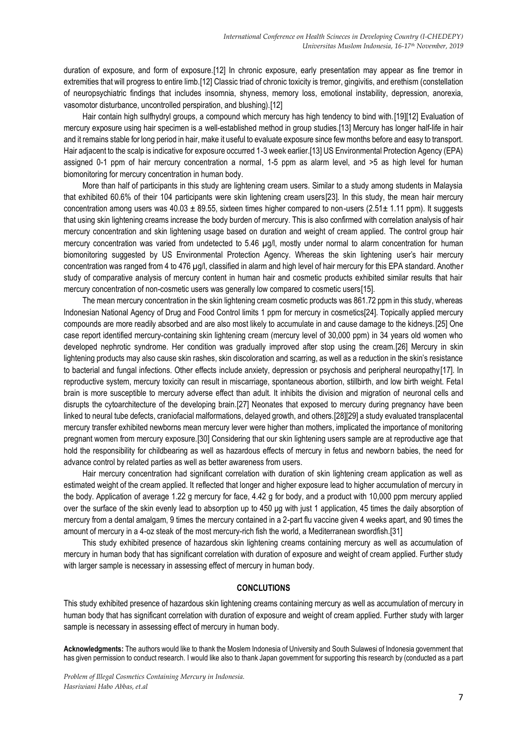duration of exposure, and form of exposure.[12] In chronic exposure, early presentation may appear as fine tremor in extremities that will progress to entire limb.[12] Classic triad of chronic toxicity is tremor, gingivitis, and erethism (constellation of neuropsychiatric findings that includes insomnia, shyness, memory loss, emotional instability, depression, anorexia, vasomotor disturbance, uncontrolled perspiration, and blushing).[12]

Hair contain high sulfhydryl groups, a compound which mercury has high tendency to bind with.[19][12] Evaluation of mercury exposure using hair specimen is a well-established method in group studies.[13] Mercury has longer half-life in hair and it remains stable for long period in hair, make it useful to evaluate exposure since few months before and easy to transport. Hair adjacent to the scalp is indicative for exposure occurred 1-3 week earlier.[13] US Environmental Protection Agency (EPA) assigned 0-1 ppm of hair mercury concentration a normal, 1-5 ppm as alarm level, and >5 as high level for human biomonitoring for mercury concentration in human body.

More than half of participants in this study are lightening cream users. Similar to a study among students in Malaysia that exhibited 60.6% of their 104 participants were skin lightening cream users[23]. In this study, the mean hair mercury concentration among users was 40.03 ± 89.55, sixteen times higher compared to non-users (2.51± 1.11 ppm). It suggests that using skin lightening creams increase the body burden of mercury. This is also confirmed with correlation analysis of hair mercury concentration and skin lightening usage based on duration and weight of cream applied. The control group hair mercury concentration was varied from undetected to 5.46 µg/l, mostly under normal to alarm concentration for human biomonitoring suggested by US Environmental Protection Agency. Whereas the skin lightening user's hair mercury concentration was ranged from 4 to 476 µg/l, classified in alarm and high level of hair mercury for this EPA standard. Another study of comparative analysis of mercury content in human hair and cosmetic products exhibited similar results that hair mercury concentration of non-cosmetic users was generally low compared to cosmetic users[15].

The mean mercury concentration in the skin lightening cream cosmetic products was 861.72 ppm in this study, whereas Indonesian National Agency of Drug and Food Control limits 1 ppm for mercury in cosmetics[24]. Topically applied mercury compounds are more readily absorbed and are also most likely to accumulate in and cause damage to the kidneys.[25] One case report identified mercury-containing skin lightening cream (mercury level of 30,000 ppm) in 34 years old women who developed nephrotic syndrome. Her condition was gradually improved after stop using the cream.[26] Mercury in skin lightening products may also cause skin rashes, skin discoloration and scarring, as well as a reduction in the skin's resistance to bacterial and fungal infections. Other effects include anxiety, depression or psychosis and peripheral neuropathy[17]. In reproductive system, mercury toxicity can result in miscarriage, spontaneous abortion, stillbirth, and low birth weight. Fetal brain is more susceptible to mercury adverse effect than adult. It inhibits the division and migration of neuronal cells and disrupts the cytoarchitecture of the developing brain.[27] Neonates that exposed to mercury during pregnancy have been linked to neural tube defects, craniofacial malformations, delayed growth, and others.[28][29] a study evaluated transplacental mercury transfer exhibited newborns mean mercury lever were higher than mothers, implicated the importance of monitoring pregnant women from mercury exposure.[30] Considering that our skin lightening users sample are at reproductive age that hold the responsibility for childbearing as well as hazardous effects of mercury in fetus and newborn babies, the need for advance control by related parties as well as better awareness from users.

Hair mercury concentration had significant correlation with duration of skin lightening cream application as well as estimated weight of the cream applied. It reflected that longer and higher exposure lead to higher accumulation of mercury in the body. Application of average 1.22 g mercury for face, 4.42 g for body, and a product with 10,000 ppm mercury applied over the surface of the skin evenly lead to absorption up to 450 µg with just 1 application, 45 times the daily absorption of mercury from a dental amalgam, 9 times the mercury contained in a 2-part flu vaccine given 4 weeks apart, and 90 times the amount of mercury in a 4-oz steak of the most mercury-rich fish the world, a Mediterranean swordfish.[31]

This study exhibited presence of hazardous skin lightening creams containing mercury as well as accumulation of mercury in human body that has significant correlation with duration of exposure and weight of cream applied. Further study with larger sample is necessary in assessing effect of mercury in human body.

## CONCLUTIONS

This study exhibited presence of hazardous skin lightening creams containing mercury as well as accumulation of mercury in human body that has significant correlation with duration of exposure and weight of cream applied. Further study with larger sample is necessary in assessing effect of mercury in human body.

**Acknowledgments:** The authors would like to thank the Moslem Indonesia of University and South Sulawesi of Indonesia government that has given permission to conduct research. I would like also to thank Japan government for supporting this research by (conducted as a part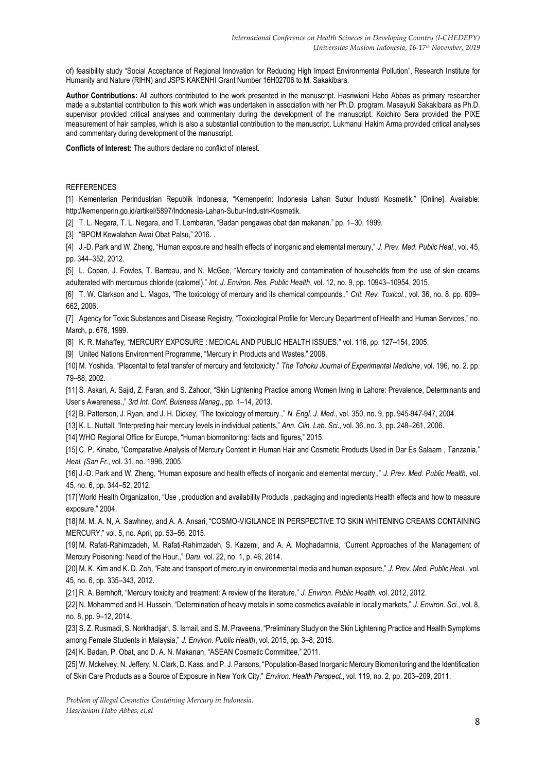of) feasibility study "Social Acceptance of Regional Innovation for Reducing High Impact Environmental Pollution", Research Institute for Humanity and Nature (RIHN) and JSPS KAKENHI Grant Number 16H02706 to M. Sakakibara.

**Author Contributions:** All authors contributed to the work presented in the manuscript. Hasriwiani Habo Abbas as primary researcher made a substantial contribution to this work which was undertaken in association with her Ph.D. program. Masayuki Sakakibara as Ph.D. supervisor provided critical analyses and commentary during the development of the manuscript. Koichiro Sera provided the PIXE measurement of hair samples, which is also a substantial contribution to the manuscript. Lukmanul Hakim Arma provided critical analyses and commentary during development of the manuscript.

**Conflicts of Interest:** The authors declare no conflict of interest.

REFFERENCES

[1] Kementerian Perindustrian Republik Indonesia, "Kemenperin: Indonesia Lahan Subur Industri Kosmetik." [Online]. Available: http://kemenperin.go.id/artikel/5897/Indonesia-Lahan-Subur-Industri-Kosmetik.

[2] T. L. Negara, T. L. Negara, and T. Lembaran, "Badan pengawas obat dan makanan." pp. 1–30, 1999.

[3] "BPOM Kewalahan Awai Obat Palsu," 2016. .

[4] J.-D. Park and W. Zheng, "Human exposure and health effects of inorganic and elemental mercury," *J. Prev. Med. Public Heal.*, vol. 45, pp. 344–352, 2012.

[5] L. Copan, J. Fowles, T. Barreau, and N. McGee, "Mercury toxicity and contamination of households from the use of skin creams adulterated with mercurous chloride (calomel)," *Int. J. Environ. Res. Public Health*, vol. 12, no. 9, pp. 10943–10954, 2015.

[6] T. W. Clarkson and L. Magos, "The toxicology of mercury and its chemical compounds.," *Crit. Rev. Toxicol.*, vol. 36, no. 8, pp. 609–662, 2006.

[7] Agency for Toxic Substances and Disease Registry, "Toxicological Profile for Mercury Department of Health and Human Services," no. March, p. 676, 1999.

[8] K. R. Mahaffey, "MERCURY EXPOSURE : MEDICAL AND PUBLIC HEALTH ISSUES," vol. 116, pp. 127–154, 2005.

[9] United Nations Environment Programme, "Mercury in Products and Wastes," 2008.

[10] M. Yoshida, "Placental to fetal transfer of mercury and fetotoxicity," *The Tohoku Journal of Experimental Medicine*, vol. 196, no. 2. pp. 79–88, 2002.

[11] S. Askari, A. Sajid, Z. Faran, and S. Zahoor, "Skin Lightening Practice among Women living in Lahore: Prevalence, Determinants and User's Awareness.," *3rd Int. Conf. Buisness Manag.*, pp. 1–14, 2013.

[12] B. Patterson, J. Ryan, and J. H. Dickey, "The toxicology of mercury.," *N. Engl. J. Med.*, vol. 350, no. 9, pp. 945-947-947, 2004.

[13] K. L. Nuttall, "Interpreting hair mercury levels in individual patients," *Ann. Clin. Lab. Sci.*, vol. 36, no. 3, pp. 248–261, 2006.

[14] WHO Regional Office for Europe, "Human biomonitoring: facts and figures," 2015.

[15] C. P. Kinabo, "Comparative Analysis of Mercury Content in Human Hair and Cosmetic Products Used in Dar Es Salaam , Tanzania," *Heal. (San Fr.*, vol. 31, no. 1996, 2005.

[16] J.-D. Park and W. Zheng, "Human exposure and health effects of inorganic and elemental mercury.," *J. Prev. Med. Public Health*, vol. 45, no. 6, pp. 344–52, 2012.

[17] World Health Organization, "Use , production and availability Products , packaging and ingredients Health effects and how to measure exposure," 2004.

[18] M. M. A. N, A. Sawhney, and A. A. Ansari, "COSMO-VIGILANCE IN PERSPECTIVE TO SKIN WHITENING CREAMS CONTAINING MERCURY," vol. 5, no. April, pp. 53–56, 2015.

[19] M. Rafati-Rahimzadeh, M. Rafati-Rahimzadeh, S. Kazemi, and A. A. Moghadamnia, "Current Approaches of the Management of Mercury Poisoning: Need of the Hour.," *Daru*, vol. 22, no. 1, p. 46, 2014.

[20] M. K. Kim and K. D. Zoh, "Fate and transport of mercury in environmental media and human exposure," *J. Prev. Med. Public Heal.*, vol. 45, no. 6, pp. 335–343, 2012.

[21] R. A. Bernhoft, "Mercury toxicity and treatment: A review of the literature," *J. Environ. Public Health*, vol. 2012, 2012.

[22] N. Mohammed and H. Hussein, "Determination of heavy metals in some cosmetics available in locally markets," *J. Environ. Sci.*, vol. 8, no. 8, pp. 9–12, 2014.

[23] S. Z. Rusmadi, S. Norkhadijah, S. Ismail, and S. M. Praveena, "Preliminary Study on the Skin Lightening Practice and Health Symptoms among Female Students in Malaysia," *J. Environ. Public Health*, vol. 2015, pp. 3–8, 2015.

[24] K. Badan, P. Obat, and D. A. N. Makanan, "ASEAN Cosmetic Committee," 2011.

[25] W. Mckelvey, N. Jeffery, N. Clark, D. Kass, and P. J. Parsons, "Population-Based Inorganic Mercury Biomonitoring and the Identification of Skin Care Products as a Source of Exposure in New York City," *Environ. Health Perspect.*, vol. 119, no. 2, pp. 203–209, 2011.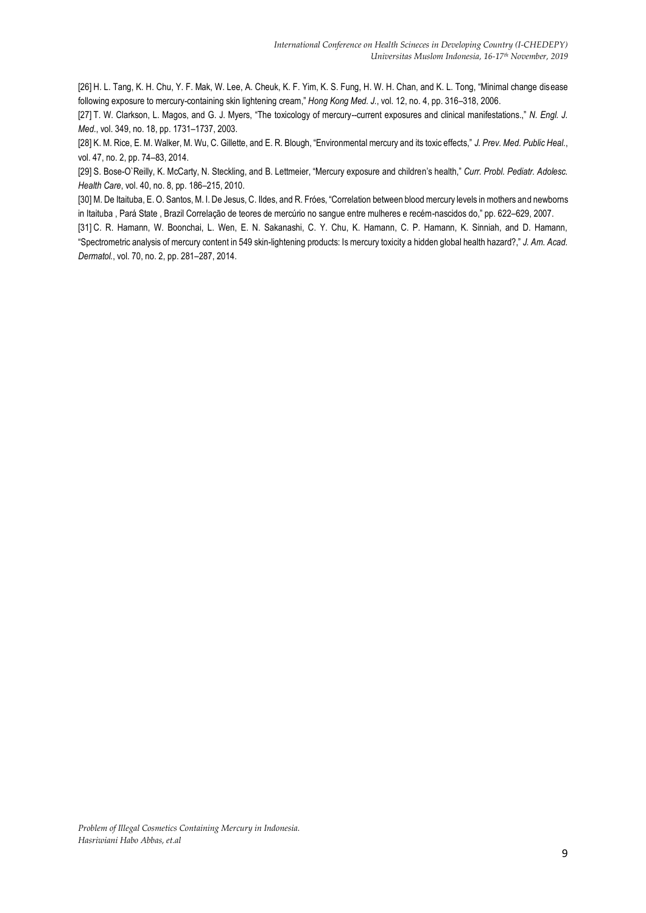[26] H. L. Tang, K. H. Chu, Y. F. Mak, W. Lee, A. Cheuk, K. F. Yim, K. S. Fung, H. W. H. Chan, and K. L. Tong, "Minimal change disease following exposure to mercury-containing skin lightening cream," *Hong Kong Med. J.*, vol. 12, no. 4, pp. 316–318, 2006.

[27] T. W. Clarkson, L. Magos, and G. J. Myers, "The toxicology of mercury--current exposures and clinical manifestations.," *N. Engl. J. Med.*, vol. 349, no. 18, pp. 1731–1737, 2003.

[28] K. M. Rice, E. M. Walker, M. Wu, C. Gillette, and E. R. Blough, "Environmental mercury and its toxic effects," *J. Prev. Med. Public Heal.*, vol. 47, no. 2, pp. 74–83, 2014.

[29] S. Bose-O`Reilly, K. McCarty, N. Steckling, and B. Lettmeier, "Mercury exposure and children's health," *Curr. Probl. Pediatr. Adolesc. Health Care*, vol. 40, no. 8, pp. 186–215, 2010.

[30] M. De Itaituba, E. O. Santos, M. I. De Jesus, C. Ildes, and R. Fróes, "Correlation between blood mercury levels in mothers and newborns in Itaituba , Pará State , Brazil Correlação de teores de mercúrio no sangue entre mulheres e recém-nascidos do," pp. 622–629, 2007.

[31] C. R. Hamann, W. Boonchai, L. Wen, E. N. Sakanashi, C. Y. Chu, K. Hamann, C. P. Hamann, K. Sinniah, and D. Hamann, "Spectrometric analysis of mercury content in 549 skin-lightening products: Is mercury toxicity a hidden global health hazard?," *J. Am. Acad. Dermatol.*, vol. 70, no. 2, pp. 281–287, 2014.